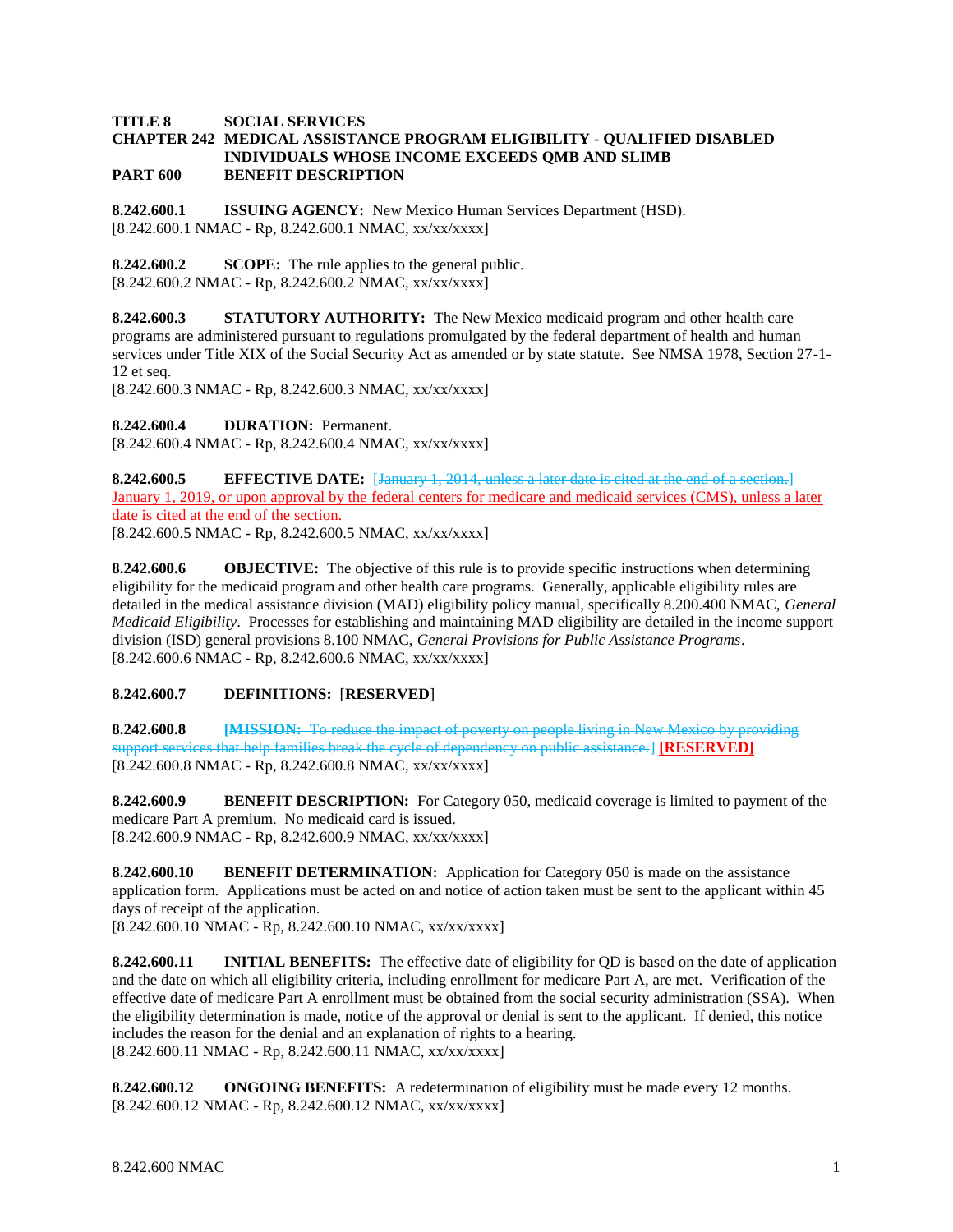**TITLE 8 SOCIAL SERVICES**
**CHAPTER 242 MEDICAL ASSISTANCE PROGRAM ELIGIBILITY - QUALIFIED DISABLED INDIVIDUALS WHOSE INCOME EXCEEDS QMB AND SLIMB**
**PART 600 BENEFIT DESCRIPTION**

**8.242.600.1 ISSUING AGENCY:** New Mexico Human Services Department (HSD).
[8.242.600.1 NMAC - Rp, 8.242.600.1 NMAC, xx/xx/xxxx]

**8.242.600.2 SCOPE:** The rule applies to the general public.
[8.242.600.2 NMAC - Rp, 8.242.600.2 NMAC, xx/xx/xxxx]

**8.242.600.3 STATUTORY AUTHORITY:** The New Mexico medicaid program and other health care programs are administered pursuant to regulations promulgated by the federal department of health and human services under Title XIX of the Social Security Act as amended or by state statute. See NMSA 1978, Section 27-1-12 et seq.
[8.242.600.3 NMAC - Rp, 8.242.600.3 NMAC, xx/xx/xxxx]

**8.242.600.4 DURATION:** Permanent.
[8.242.600.4 NMAC - Rp, 8.242.600.4 NMAC, xx/xx/xxxx]

**8.242.600.5 EFFECTIVE DATE:** [~~January 1, 2014, unless a later date is cited at the end of a section.~~] January 1, 2019, or upon approval by the federal centers for medicare and medicaid services (CMS), unless a later date is cited at the end of the section.
[8.242.600.5 NMAC - Rp, 8.242.600.5 NMAC, xx/xx/xxxx]

**8.242.600.6 OBJECTIVE:** The objective of this rule is to provide specific instructions when determining eligibility for the medicaid program and other health care programs. Generally, applicable eligibility rules are detailed in the medical assistance division (MAD) eligibility policy manual, specifically 8.200.400 NMAC, *General Medicaid Eligibility*. Processes for establishing and maintaining MAD eligibility are detailed in the income support division (ISD) general provisions 8.100 NMAC, *General Provisions for Public Assistance Programs*.
[8.242.600.6 NMAC - Rp, 8.242.600.6 NMAC, xx/xx/xxxx]

**8.242.600.7 DEFINITIONS:** [**RESERVED**]

**8.242.600.8** [~~**MISSION:** To reduce the impact of poverty on people living in New Mexico by providing support services that help families break the cycle of dependency on public assistance.~~] **[RESERVED]**
[8.242.600.8 NMAC - Rp, 8.242.600.8 NMAC, xx/xx/xxxx]

**8.242.600.9 BENEFIT DESCRIPTION:** For Category 050, medicaid coverage is limited to payment of the medicare Part A premium. No medicaid card is issued.
[8.242.600.9 NMAC - Rp, 8.242.600.9 NMAC, xx/xx/xxxx]

**8.242.600.10 BENEFIT DETERMINATION:** Application for Category 050 is made on the assistance application form. Applications must be acted on and notice of action taken must be sent to the applicant within 45 days of receipt of the application.
[8.242.600.10 NMAC - Rp, 8.242.600.10 NMAC, xx/xx/xxxx]

**8.242.600.11 INITIAL BENEFITS:** The effective date of eligibility for QD is based on the date of application and the date on which all eligibility criteria, including enrollment for medicare Part A, are met. Verification of the effective date of medicare Part A enrollment must be obtained from the social security administration (SSA). When the eligibility determination is made, notice of the approval or denial is sent to the applicant. If denied, this notice includes the reason for the denial and an explanation of rights to a hearing.
[8.242.600.11 NMAC - Rp, 8.242.600.11 NMAC, xx/xx/xxxx]

**8.242.600.12 ONGOING BENEFITS:** A redetermination of eligibility must be made every 12 months.
[8.242.600.12 NMAC - Rp, 8.242.600.12 NMAC, xx/xx/xxxx]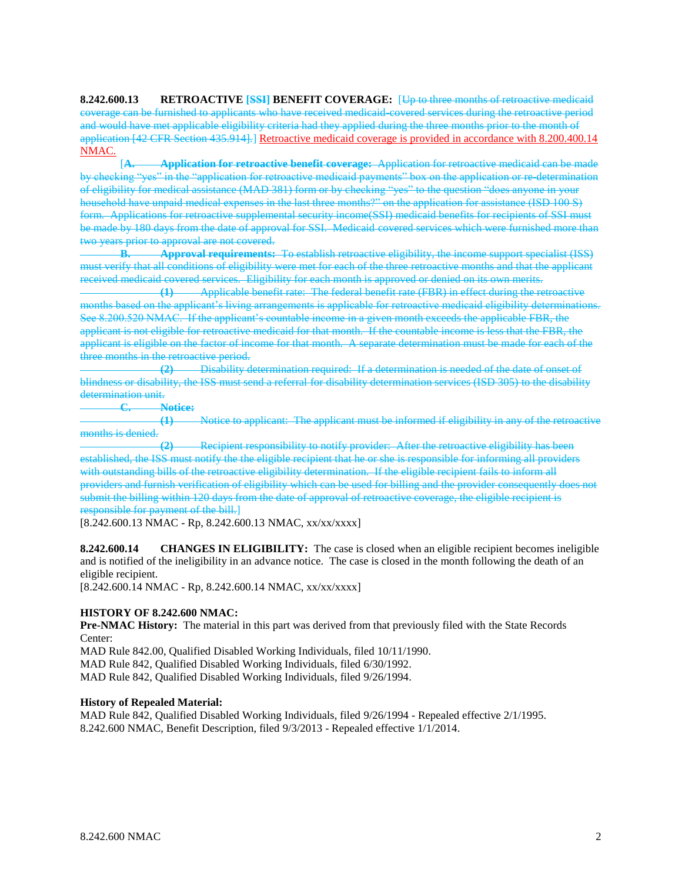**8.242.600.13 RETROACTIVE [SSI] BENEFIT COVERAGE:** [~~Up to three months of retroactive medicaid coverage can be furnished to applicants who have received medicaid-covered services during the retroactive period and would have met applicable eligibility criteria had they applied during the three months prior to the month of application [42 CFR Section 435.914].~~] Retroactive medicaid coverage is provided in accordance with 8.200.400.14 NMAC.

[~~**A. Application for retroactive benefit coverage:** Application for retroactive medicaid can be made by checking "yes" in the "application for retroactive medicaid payments" box on the application or re-determination of eligibility for medical assistance (MAD 381) form or by checking "yes" to the question "does anyone in your household have unpaid medical expenses in the last three months?" on the application for assistance (ISD 100 S) form. Applications for retroactive supplemental security income(SSI) medicaid benefits for recipients of SSI must be made by 180 days from the date of approval for SSI. Medicaid covered services which were furnished more than two years prior to approval are not covered.~~

~~**B. Approval requirements:** To establish retroactive eligibility, the income support specialist (ISS) must verify that all conditions of eligibility were met for each of the three retroactive months and that the applicant received medicaid covered services. Eligibility for each month is approved or denied on its own merits.~~

~~**(1)** Applicable benefit rate: The federal benefit rate (FBR) in effect during the retroactive months based on the applicant's living arrangements is applicable for retroactive medicaid eligibility determinations. See 8.200.520 NMAC. If the applicant's countable income in a given month exceeds the applicable FBR, the applicant is not eligible for retroactive medicaid for that month. If the countable income is less that the FBR, the applicant is eligible on the factor of income for that month. A separate determination must be made for each of the three months in the retroactive period.~~

~~**(2)** Disability determination required: If a determination is needed of the date of onset of blindness or disability, the ISS must send a referral for disability determination services (ISD 305) to the disability determination unit.~~

~~**C. Notice:**~~

~~**(1)** Notice to applicant: The applicant must be informed if eligibility in any of the retroactive months is denied.~~

~~**(2)** Recipient responsibility to notify provider: After the retroactive eligibility has been established, the ISS must notify the the eligible recipient that he or she is responsible for informing all providers with outstanding bills of the retroactive eligibility determination. If the eligible recipient fails to inform all providers and furnish verification of eligibility which can be used for billing and the provider consequently does not submit the billing within 120 days from the date of approval of retroactive coverage, the eligible recipient is responsible for payment of the bill.~~]

[8.242.600.13 NMAC - Rp, 8.242.600.13 NMAC, xx/xx/xxxx]

**8.242.600.14 CHANGES IN ELIGIBILITY:** The case is closed when an eligible recipient becomes ineligible and is notified of the ineligibility in an advance notice. The case is closed in the month following the death of an eligible recipient.

[8.242.600.14 NMAC - Rp, 8.242.600.14 NMAC, xx/xx/xxxx]

**HISTORY OF 8.242.600 NMAC:**

**Pre-NMAC History:** The material in this part was derived from that previously filed with the State Records Center:

MAD Rule 842.00, Qualified Disabled Working Individuals, filed 10/11/1990.
MAD Rule 842, Qualified Disabled Working Individuals, filed 6/30/1992.
MAD Rule 842, Qualified Disabled Working Individuals, filed 9/26/1994.

**History of Repealed Material:**

MAD Rule 842, Qualified Disabled Working Individuals, filed 9/26/1994 - Repealed effective 2/1/1995.
8.242.600 NMAC, Benefit Description, filed 9/3/2013 - Repealed effective 1/1/2014.